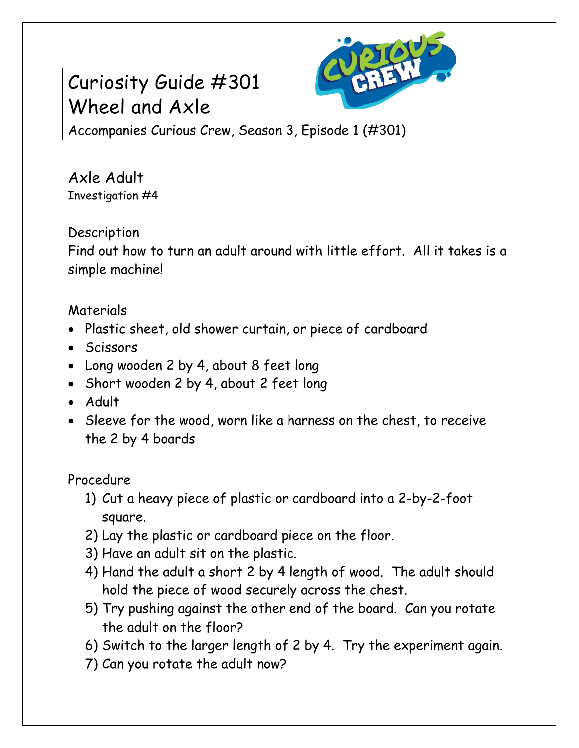# Curiosity Guide #301
# Wheel and Axle

Accompanies Curious Crew, Season 3, Episode 1 (#301)

## Axle Adult

Investigation #4

### Description

Find out how to turn an adult around with little effort. All it takes is a simple machine!

### Materials

- Plastic sheet, old shower curtain, or piece of cardboard
- Scissors
- Long wooden 2 by 4, about 8 feet long
- Short wooden 2 by 4, about 2 feet long
- Adult
- Sleeve for the wood, worn like a harness on the chest, to receive the 2 by 4 boards

### Procedure

1) Cut a heavy piece of plastic or cardboard into a 2-by-2-foot square.
2) Lay the plastic or cardboard piece on the floor.
3) Have an adult sit on the plastic.
4) Hand the adult a short 2 by 4 length of wood. The adult should hold the piece of wood securely across the chest.
5) Try pushing against the other end of the board. Can you rotate the adult on the floor?
6) Switch to the larger length of 2 by 4. Try the experiment again.
7) Can you rotate the adult now?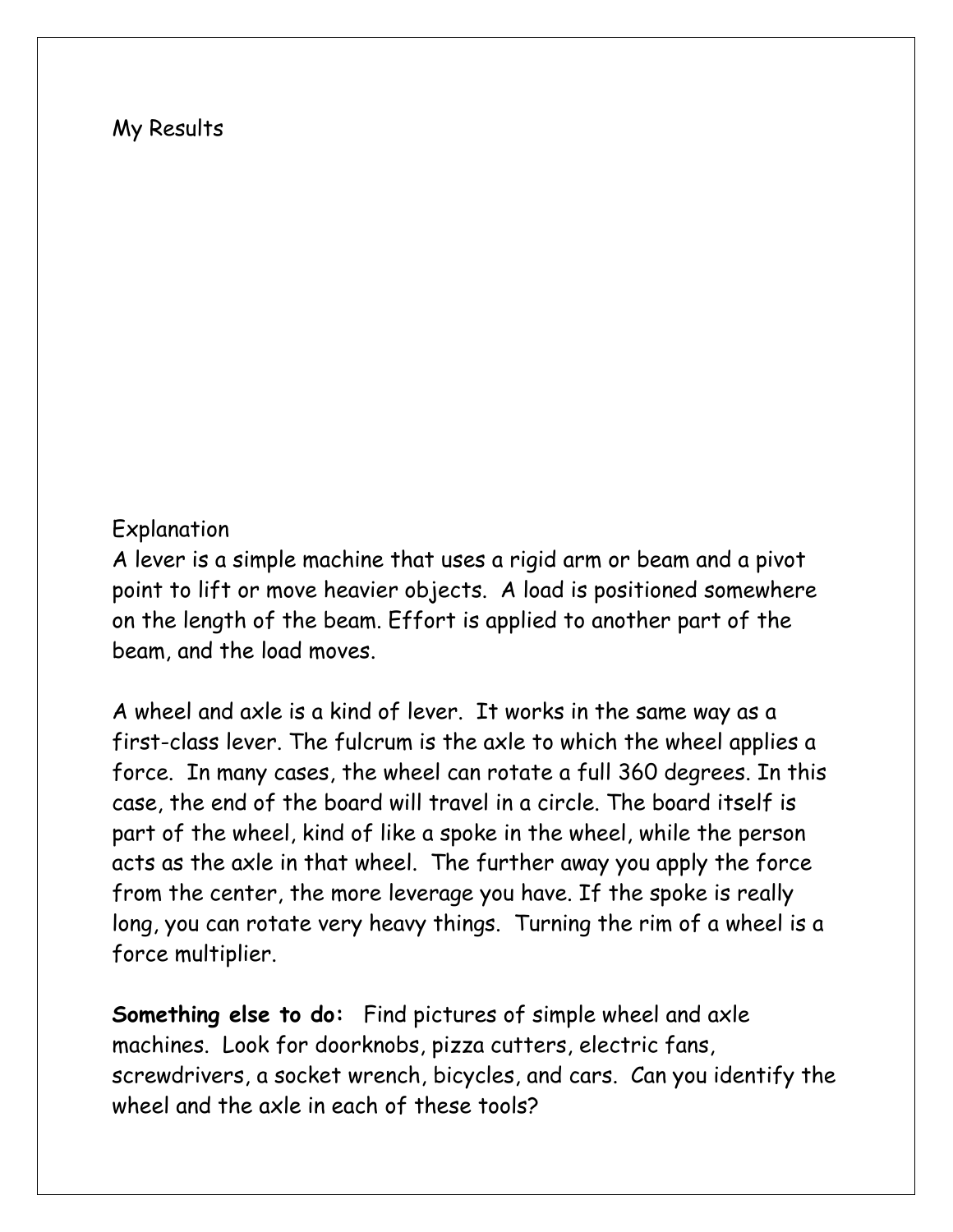My Results

Explanation

A lever is a simple machine that uses a rigid arm or beam and a pivot point to lift or move heavier objects. A load is positioned somewhere on the length of the beam. Effort is applied to another part of the beam, and the load moves.

A wheel and axle is a kind of lever. It works in the same way as a first-class lever. The fulcrum is the axle to which the wheel applies a force. In many cases, the wheel can rotate a full 360 degrees. In this case, the end of the board will travel in a circle. The board itself is part of the wheel, kind of like a spoke in the wheel, while the person acts as the axle in that wheel. The further away you apply the force from the center, the more leverage you have. If the spoke is really long, you can rotate very heavy things. Turning the rim of a wheel is a force multiplier.

**Something else to do:** Find pictures of simple wheel and axle machines. Look for doorknobs, pizza cutters, electric fans, screwdrivers, a socket wrench, bicycles, and cars. Can you identify the wheel and the axle in each of these tools?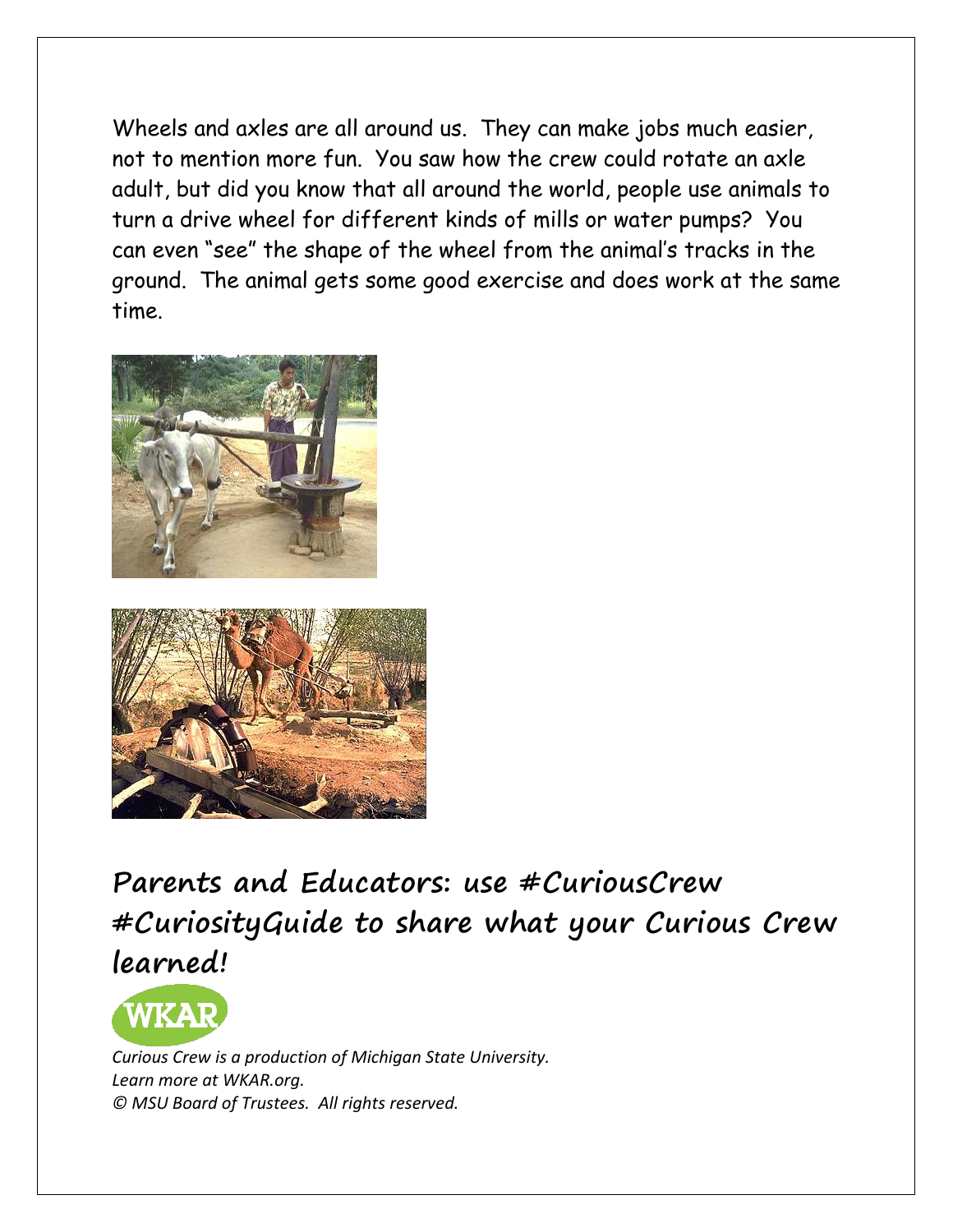Wheels and axles are all around us. They can make jobs much easier, not to mention more fun. You saw how the crew could rotate an axle adult, but did you know that all around the world, people use animals to turn a drive wheel for different kinds of mills or water pumps? You can even "see" the shape of the wheel from the animal's tracks in the ground. The animal gets some good exercise and does work at the same time.

## Parents and Educators: use #CuriousCrew #CuriosityGuide to share what your Curious Crew learned!

WKAR

*Curious Crew is a production of Michigan State University.*
*Learn more at WKAR.org.*
*© MSU Board of Trustees. All rights reserved.*